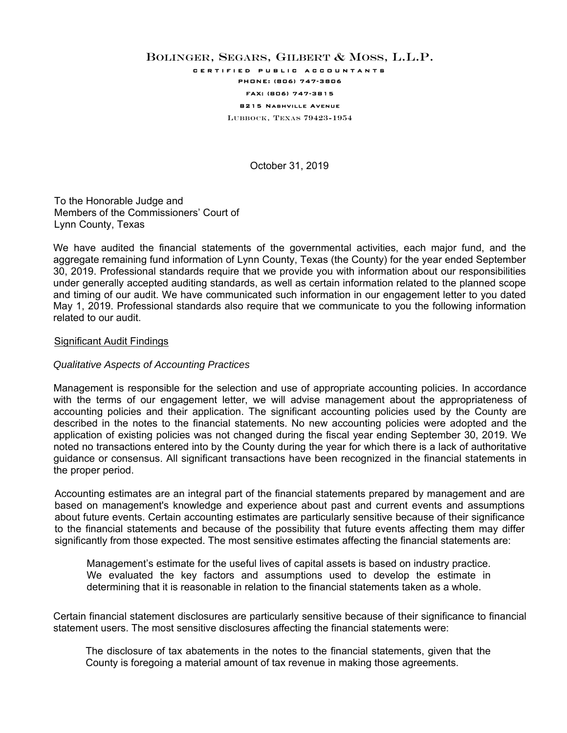# BOLINGER, SEGARS, GILBERT & MOSS, L.L.P.

CERTIFIED PUBLIC ACCOUNTANTS

PHONE: (806) 747-3806

FAX: (806) 747-3815

8215 NASHVILLE AVENUE

LUBBOCK, TEXAS 79423-1954

October 31, 2019

To the Honorable Judge and
Members of the Commissioners' Court of
Lynn County, Texas

We have audited the financial statements of the governmental activities, each major fund, and the aggregate remaining fund information of Lynn County, Texas (the County) for the year ended September 30, 2019. Professional standards require that we provide you with information about our responsibilities under generally accepted auditing standards, as well as certain information related to the planned scope and timing of our audit. We have communicated such information in our engagement letter to you dated May 1, 2019. Professional standards also require that we communicate to you the following information related to our audit.

## Significant Audit Findings

### *Qualitative Aspects of Accounting Practices*

Management is responsible for the selection and use of appropriate accounting policies. In accordance with the terms of our engagement letter, we will advise management about the appropriateness of accounting policies and their application. The significant accounting policies used by the County are described in the notes to the financial statements. No new accounting policies were adopted and the application of existing policies was not changed during the fiscal year ending September 30, 2019. We noted no transactions entered into by the County during the year for which there is a lack of authoritative guidance or consensus. All significant transactions have been recognized in the financial statements in the proper period.

Accounting estimates are an integral part of the financial statements prepared by management and are based on management's knowledge and experience about past and current events and assumptions about future events. Certain accounting estimates are particularly sensitive because of their significance to the financial statements and because of the possibility that future events affecting them may differ significantly from those expected. The most sensitive estimates affecting the financial statements are:

> Management's estimate for the useful lives of capital assets is based on industry practice. We evaluated the key factors and assumptions used to develop the estimate in determining that it is reasonable in relation to the financial statements taken as a whole.

Certain financial statement disclosures are particularly sensitive because of their significance to financial statement users. The most sensitive disclosures affecting the financial statements were:

> The disclosure of tax abatements in the notes to the financial statements, given that the County is foregoing a material amount of tax revenue in making those agreements.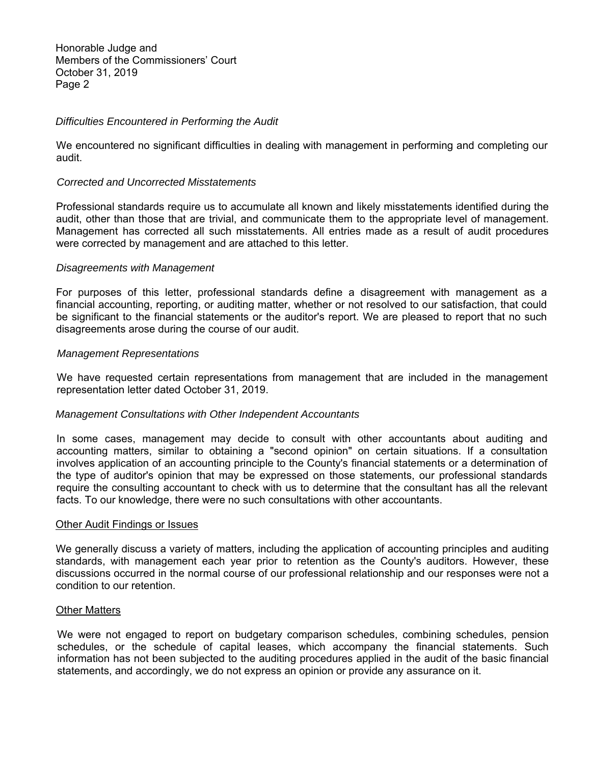Honorable Judge and
Members of the Commissioners' Court
October 31, 2019
Page 2

*Difficulties Encountered in Performing the Audit*

We encountered no significant difficulties in dealing with management in performing and completing our audit.

*Corrected and Uncorrected Misstatements*

Professional standards require us to accumulate all known and likely misstatements identified during the audit, other than those that are trivial, and communicate them to the appropriate level of management. Management has corrected all such misstatements. All entries made as a result of audit procedures were corrected by management and are attached to this letter.

*Disagreements with Management*

For purposes of this letter, professional standards define a disagreement with management as a financial accounting, reporting, or auditing matter, whether or not resolved to our satisfaction, that could be significant to the financial statements or the auditor's report. We are pleased to report that no such disagreements arose during the course of our audit.

*Management Representations*

We have requested certain representations from management that are included in the management representation letter dated October 31, 2019.

*Management Consultations with Other Independent Accountants*

In some cases, management may decide to consult with other accountants about auditing and accounting matters, similar to obtaining a "second opinion" on certain situations. If a consultation involves application of an accounting principle to the County's financial statements or a determination of the type of auditor's opinion that may be expressed on those statements, our professional standards require the consulting accountant to check with us to determine that the consultant has all the relevant facts. To our knowledge, there were no such consultations with other accountants.

<u>Other Audit Findings or Issues</u>

We generally discuss a variety of matters, including the application of accounting principles and auditing standards, with management each year prior to retention as the County's auditors. However, these discussions occurred in the normal course of our professional relationship and our responses were not a condition to our retention.

<u>Other Matters</u>

We were not engaged to report on budgetary comparison schedules, combining schedules, pension schedules, or the schedule of capital leases, which accompany the financial statements. Such information has not been subjected to the auditing procedures applied in the audit of the basic financial statements, and accordingly, we do not express an opinion or provide any assurance on it.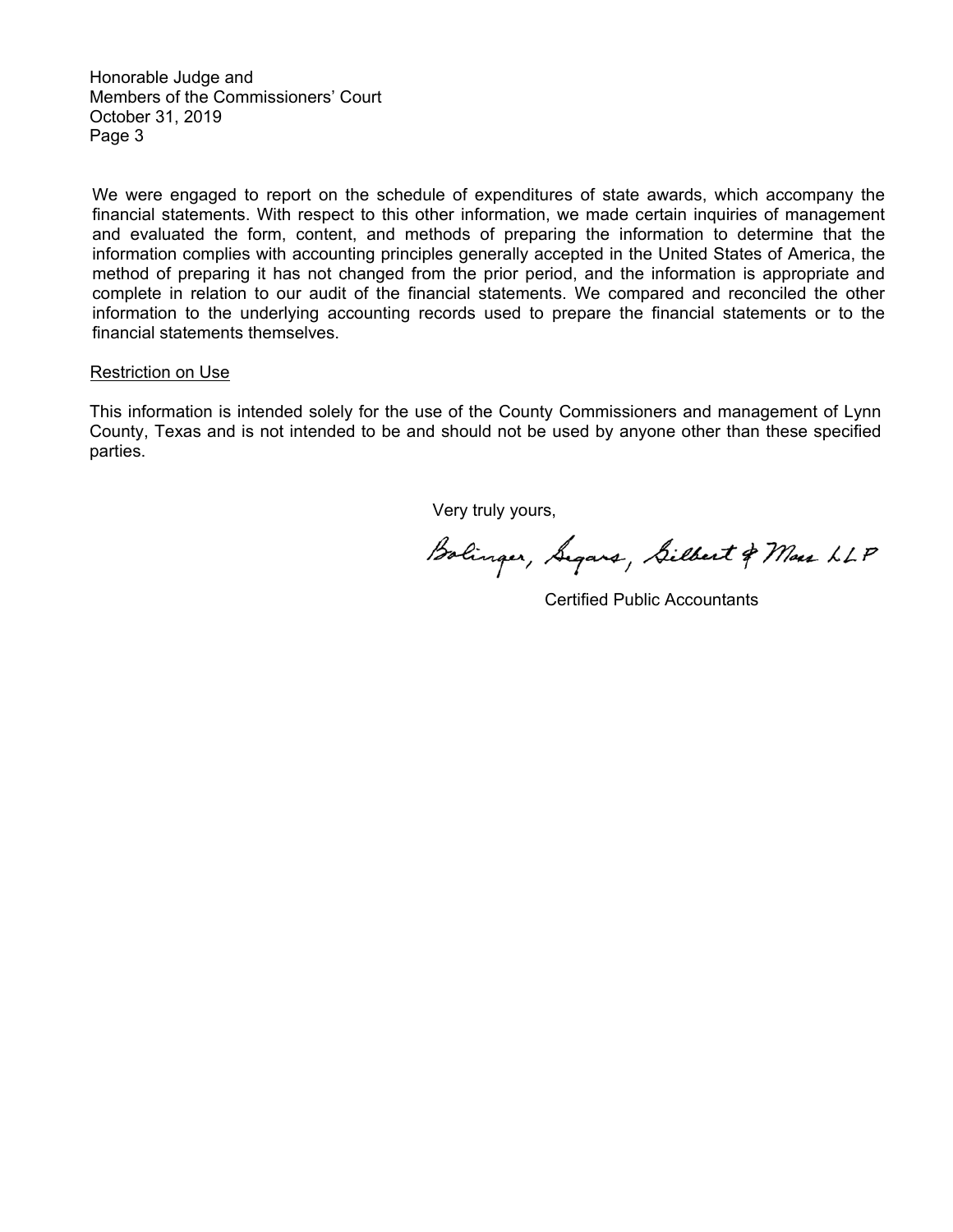Honorable Judge and
Members of the Commissioners' Court
October 31, 2019
Page 3

We were engaged to report on the schedule of expenditures of state awards, which accompany the financial statements. With respect to this other information, we made certain inquiries of management and evaluated the form, content, and methods of preparing the information to determine that the information complies with accounting principles generally accepted in the United States of America, the method of preparing it has not changed from the prior period, and the information is appropriate and complete in relation to our audit of the financial statements. We compared and reconciled the other information to the underlying accounting records used to prepare the financial statements or to the financial statements themselves.

Restriction on Use

This information is intended solely for the use of the County Commissioners and management of Lynn County, Texas and is not intended to be and should not be used by anyone other than these specified parties.

Very truly yours,

Bolinger, Segars, Gilbert & Moss LLP

Certified Public Accountants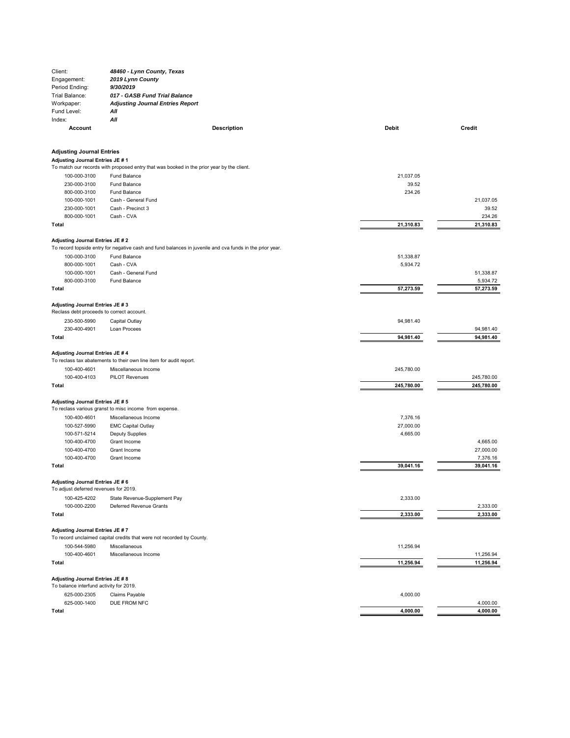| | |
|---|---|
| Client: | ***48460 - Lynn County, Texas*** |
| Engagement: | ***2019 Lynn County*** |
| Period Ending: | ***9/30/2019*** |
| Trial Balance: | ***017 - GASB Fund Trial Balance*** |
| Workpaper: | ***Adjusting Journal Entries Report*** |
| Fund Level: | ***All*** |
| Index: | ***All*** |

| Account | Description | Debit | Credit |
|---|---|---|---|
| **Adjusting Journal Entries** | | | |
| **Adjusting Journal Entries JE # 1** | | | |
| To match our records with proposed entry that was booked in the prior year by the client. | | | |
| 100-000-3100 | Fund Balance | 21,037.05 | |
| 230-000-3100 | Fund Balance | 39.52 | |
| 800-000-3100 | Fund Balance | 234.26 | |
| 100-000-1001 | Cash - General Fund | | 21,037.05 |
| 230-000-1001 | Cash - Precinct 3 | | 39.52 |
| 800-000-1001 | Cash - CVA | | 234.26 |
| **Total** | | **21,310.83** | **21,310.83** |
| **Adjusting Journal Entries JE # 2** | | | |
| To record topside entry for negative cash and fund balances in juvenile and cva funds in the prior year. | | | |
| 100-000-3100 | Fund Balance | 51,338.87 | |
| 800-000-1001 | Cash - CVA | 5,934.72 | |
| 100-000-1001 | Cash - General Fund | | 51,338.87 |
| 800-000-3100 | Fund Balance | | 5,934.72 |
| **Total** | | **57,273.59** | **57,273.59** |
| **Adjusting Journal Entries JE # 3** | | | |
| Reclass debt proceeds to correct account. | | | |
| 230-500-5990 | Capital Outlay | 94,981.40 | |
| 230-400-4901 | Loan Procees | | 94,981.40 |
| **Total** | | **94,981.40** | **94,981.40** |
| **Adjusting Journal Entries JE # 4** | | | |
| To reclass tax abatements to their own line item for audit report. | | | |
| 100-400-4601 | Miscellaneous Income | 245,780.00 | |
| 100-400-4103 | PILOT Revenues | | 245,780.00 |
| **Total** | | **245,780.00** | **245,780.00** |
| **Adjusting Journal Entries JE # 5** | | | |
| To reclass various granst to misc income from expense. | | | |
| 100-400-4601 | Miscellaneous Income | 7,376.16 | |
| 100-527-5990 | EMC Capital Outlay | 27,000.00 | |
| 100-571-5214 | Deputy Supplies | 4,665.00 | |
| 100-400-4700 | Grant Income | | 4,665.00 |
| 100-400-4700 | Grant Income | | 27,000.00 |
| 100-400-4700 | Grant Income | | 7,376.16 |
| **Total** | | **39,041.16** | **39,041.16** |
| **Adjusting Journal Entries JE # 6** | | | |
| To adjust deferred revenues for 2019. | | | |
| 100-425-4202 | State Revenue-Supplement Pay | 2,333.00 | |
| 100-000-2200 | Deferred Revenue Grants | | 2,333.00 |
| **Total** | | **2,333.00** | **2,333.00** |
| **Adjusting Journal Entries JE # 7** | | | |
| To record unclaimed capital credits that were not recorded by County. | | | |
| 100-544-5980 | Miscellaneous | 11,256.94 | |
| 100-400-4601 | Miscellaneous Income | | 11,256.94 |
| **Total** | | **11,256.94** | **11,256.94** |
| **Adjusting Journal Entries JE # 8** | | | |
| To balance interfund activity for 2019. | | | |
| 625-000-2305 | Claims Payable | 4,000.00 | |
| 625-000-1400 | DUE FROM NFC | | 4,000.00 |
| **Total** | | **4,000.00** | **4,000.00** |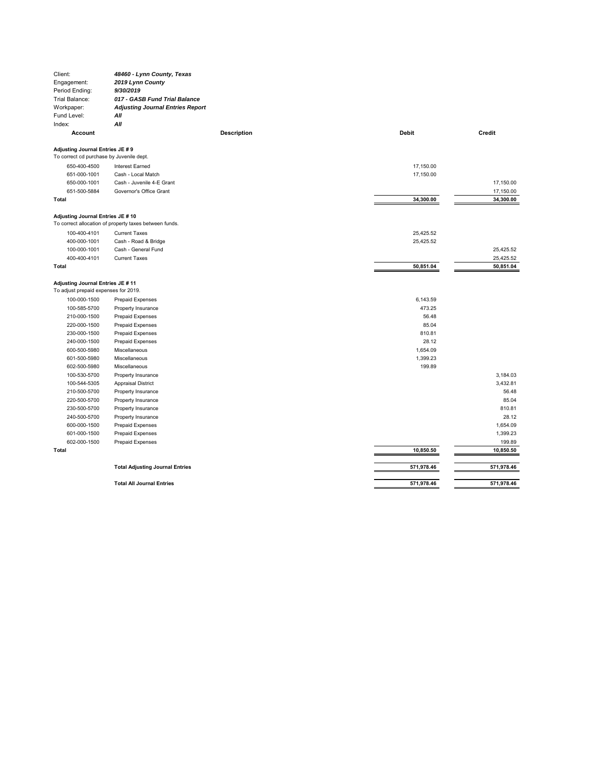| | |
|---|---|
| Client: | *48460 - Lynn County, Texas* |
| Engagement: | *2019 Lynn County* |
| Period Ending: | *9/30/2019* |
| Trial Balance: | *017 - GASB Fund Trial Balance* |
| Workpaper: | *Adjusting Journal Entries Report* |
| Fund Level: | *All* |
| Index: | *All* |

| Account | Description | Debit | Credit |
|---|---|---|---|
| **Adjusting Journal Entries JE # 9** | | | |
| To correct cd purchase by Juvenile dept. | | | |
| 650-400-4500 | Interest Earned | 17,150.00 | |
| 651-000-1001 | Cash - Local Match | 17,150.00 | |
| 650-000-1001 | Cash - Juvenile 4-E Grant | | 17,150.00 |
| 651-500-5884 | Governor's Office Grant | | 17,150.00 |
| **Total** | | **34,300.00** | **34,300.00** |
| **Adjusting Journal Entries JE # 10** | | | |
| To correct allocation of property taxes between funds. | | | |
| 100-400-4101 | Current Taxes | 25,425.52 | |
| 400-000-1001 | Cash - Road & Bridge | 25,425.52 | |
| 100-000-1001 | Cash - General Fund | | 25,425.52 |
| 400-400-4101 | Current Taxes | | 25,425.52 |
| **Total** | | **50,851.04** | **50,851.04** |
| **Adjusting Journal Entries JE # 11** | | | |
| To adjust prepaid expenses for 2019. | | | |
| 100-000-1500 | Prepaid Expenses | 6,143.59 | |
| 100-585-5700 | Property Insurance | 473.25 | |
| 210-000-1500 | Prepaid Expenses | 56.48 | |
| 220-000-1500 | Prepaid Expenses | 85.04 | |
| 230-000-1500 | Prepaid Expenses | 810.81 | |
| 240-000-1500 | Prepaid Expenses | 28.12 | |
| 600-500-5980 | Miscellaneous | 1,654.09 | |
| 601-500-5980 | Miscellaneous | 1,399.23 | |
| 602-500-5980 | Miscellaneous | 199.89 | |
| 100-530-5700 | Property Insurance | | 3,184.03 |
| 100-544-5305 | Appraisal District | | 3,432.81 |
| 210-500-5700 | Property Insurance | | 56.48 |
| 220-500-5700 | Property Insurance | | 85.04 |
| 230-500-5700 | Property Insurance | | 810.81 |
| 240-500-5700 | Property Insurance | | 28.12 |
| 600-000-1500 | Prepaid Expenses | | 1,654.09 |
| 601-000-1500 | Prepaid Expenses | | 1,399.23 |
| 602-000-1500 | Prepaid Expenses | | 199.89 |
| **Total** | | **10,850.50** | **10,850.50** |
| | **Total Adjusting Journal Entries** | **571,978.46** | **571,978.46** |
| | **Total All Journal Entries** | **571,978.46** | **571,978.46** |